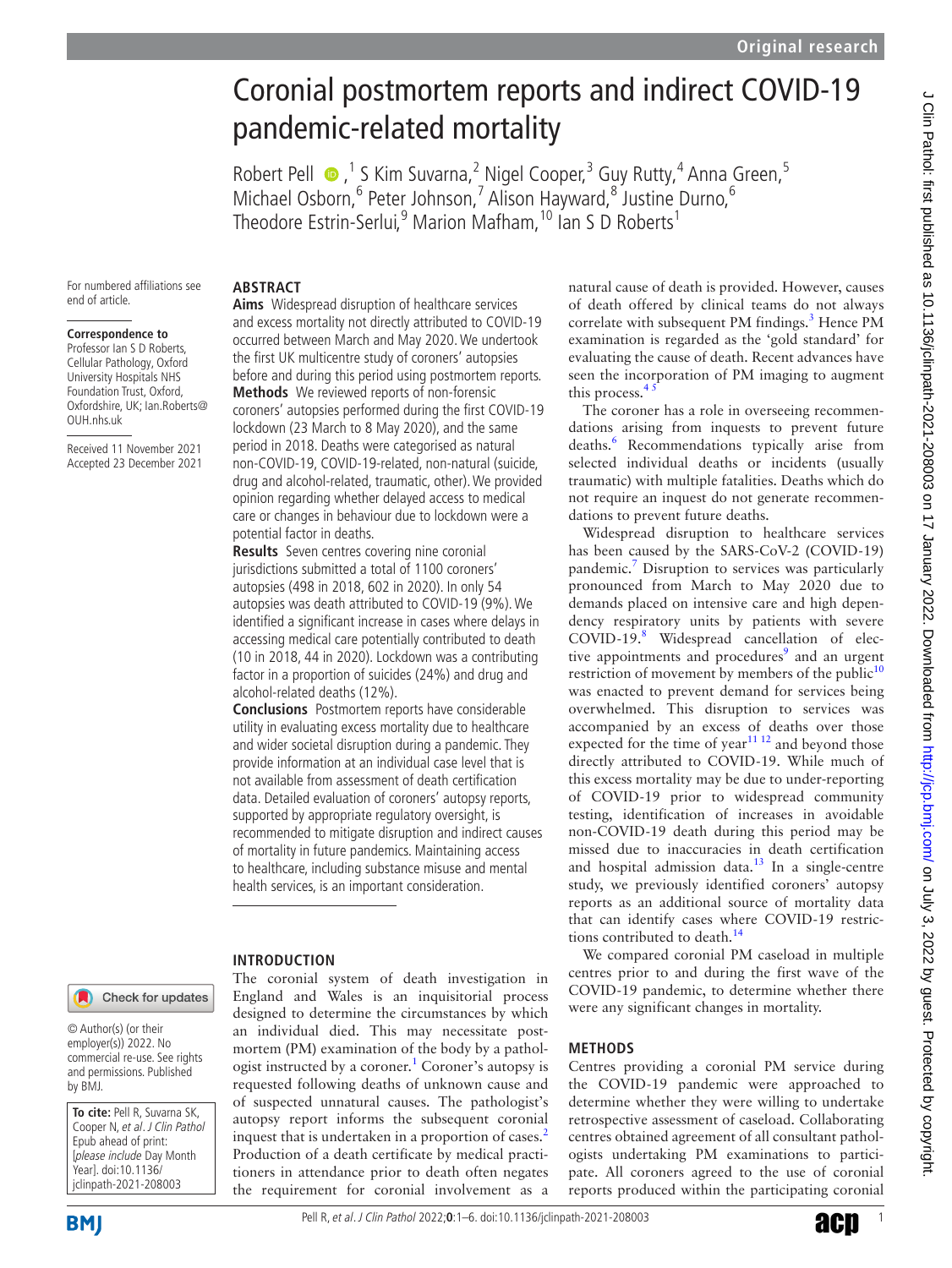# Coronial postmortem reports and indirect COVID-19 pandemic-related mortality

Robert Pell,[1] S Kim Suvarna,[2] Nigel Cooper,[3] Guy Rutty,[4] Anna Green,[5] Michael Osborn,[6] Peter Johnson,[7] Alison Hayward,[8] Justine Durno,[6] Theodore Estrin-Serlui,[9] Marion Mafham,[10] Ian S D Roberts[1]

For numbered affiliations see end of article.

**Correspondence to**
Professor Ian S D Roberts, Cellular Pathology, Oxford University Hospitals NHS Foundation Trust, Oxford, Oxfordshire, UK; Ian.Roberts@OUH.nhs.uk

Received 11 November 2021
Accepted 23 December 2021

© Author(s) (or their employer(s)) 2022. No commercial re-use. See rights and permissions. Published by BMJ.

**To cite:** Pell R, Suvarna SK, Cooper N, *et al*. *J Clin Pathol* Epub ahead of print: [*please include* Day Month Year]. doi:10.1136/jclinpath-2021-208003

## ABSTRACT

**Aims** Widespread disruption of healthcare services and excess mortality not directly attributed to COVID-19 occurred between March and May 2020. We undertook the first UK multicentre study of coroners' autopsies before and during this period using postmortem reports.

**Methods** We reviewed reports of non-forensic coroners' autopsies performed during the first COVID-19 lockdown (23 March to 8 May 2020), and the same period in 2018. Deaths were categorised as natural non-COVID-19, COVID-19-related, non-natural (suicide, drug and alcohol-related, traumatic, other). We provided opinion regarding whether delayed access to medical care or changes in behaviour due to lockdown were a potential factor in deaths.

**Results** Seven centres covering nine coronial jurisdictions submitted a total of 1100 coroners' autopsies (498 in 2018, 602 in 2020). In only 54 autopsies was death attributed to COVID-19 (9%). We identified a significant increase in cases where delays in accessing medical care potentially contributed to death (10 in 2018, 44 in 2020). Lockdown was a contributing factor in a proportion of suicides (24%) and drug and alcohol-related deaths (12%).

**Conclusions** Postmortem reports have considerable utility in evaluating excess mortality due to healthcare and wider societal disruption during a pandemic. They provide information at an individual case level that is not available from assessment of death certification data. Detailed evaluation of coroners' autopsy reports, supported by appropriate regulatory oversight, is recommended to mitigate disruption and indirect causes of mortality in future pandemics. Maintaining access to healthcare, including substance misuse and mental health services, is an important consideration.

## INTRODUCTION

The coronial system of death investigation in England and Wales is an inquisitorial process designed to determine the circumstances by which an individual died. This may necessitate postmortem (PM) examination of the body by a pathologist instructed by a coroner.[1] Coroner's autopsy is requested following deaths of unknown cause and of suspected unnatural causes. The pathologist's autopsy report informs the subsequent coronial inquest that is undertaken in a proportion of cases.[2] Production of a death certificate by medical practitioners in attendance prior to death often negates the requirement for coronial involvement as a natural cause of death is provided. However, causes of death offered by clinical teams do not always correlate with subsequent PM findings.[3] Hence PM examination is regarded as the 'gold standard' for evaluating the cause of death. Recent advances have seen the incorporation of PM imaging to augment this process.[4,5]

The coroner has a role in overseeing recommendations arising from inquests to prevent future deaths.[6] Recommendations typically arise from selected individual deaths or incidents (usually traumatic) with multiple fatalities. Deaths which do not require an inquest do not generate recommendations to prevent future deaths.

Widespread disruption to healthcare services has been caused by the SARS-CoV-2 (COVID-19) pandemic.[7] Disruption to services was particularly pronounced from March to May 2020 due to demands placed on intensive care and high dependency respiratory units by patients with severe COVID-19.[8] Widespread cancellation of elective appointments and procedures[9] and an urgent restriction of movement by members of the public[10] was enacted to prevent demand for services being overwhelmed. This disruption to services was accompanied by an excess of deaths over those expected for the time of year[11,12] and beyond those directly attributed to COVID-19. While much of this excess mortality may be due to under-reporting of COVID-19 prior to widespread community testing, identification of increases in avoidable non-COVID-19 death during this period may be missed due to inaccuracies in death certification and hospital admission data.[13] In a single-centre study, we previously identified coroners' autopsy reports as an additional source of mortality data that can identify cases where COVID-19 restrictions contributed to death.[14]

We compared coronial PM caseload in multiple centres prior to and during the first wave of the COVID-19 pandemic, to determine whether there were any significant changes in mortality.

## METHODS

Centres providing a coronial PM service during the COVID-19 pandemic were approached to determine whether they were willing to undertake retrospective assessment of caseload. Collaborating centres obtained agreement of all consultant pathologists undertaking PM examinations to participate. All coroners agreed to the use of coronial reports produced within the participating coronial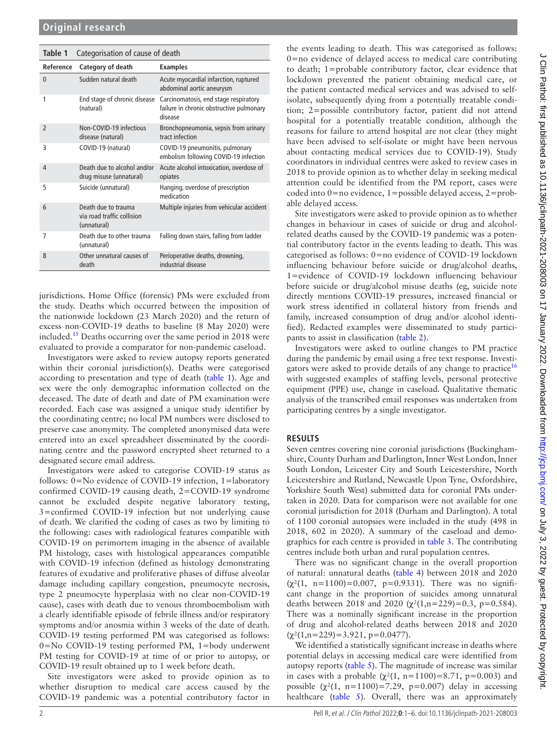**Table 1** Categorisation of cause of death

| Reference | Category of death | Examples |
|---|---|---|
| 0 | Sudden natural death | Acute myocardial infarction, ruptured abdominal aortic aneurysm |
| 1 | End stage of chronic disease (natural) | Carcinomatosis, end stage respiratory failure in chronic obstructive pulmonary disease |
| 2 | Non-COVID-19 infectious disease (natural) | Bronchopneumonia, sepsis from urinary tract infection |
| 3 | COVID-19 (natural) | COVID-19 pneumonitis, pulmonary embolism following COVID-19 infection |
| 4 | Death due to alcohol and/or drug misuse (unnatural) | Acute alcohol intoxication, overdose of opiates |
| 5 | Suicide (unnatural) | Hanging, overdose of prescription medication |
| 6 | Death due to trauma via road traffic collision (unnatural) | Multiple injuries from vehicular accident |
| 7 | Death due to other trauma (unnatural) | Falling down stairs, falling from ladder |
| 8 | Other unnatural causes of death | Perioperative deaths, drowning, industrial disease |

jurisdictions. Home Office (forensic) PMs were excluded from the study. Deaths which occurred between the imposition of the nationwide lockdown (23 March 2020) and the return of excess non-COVID-19 deaths to baseline (8 May 2020) were included.[15] Deaths occurring over the same period in 2018 were evaluated to provide a comparator for non-pandemic caseload.

Investigators were asked to review autopsy reports generated within their coronial jurisdiction(s). Deaths were categorised according to presentation and type of death (table 1). Age and sex were the only demographic information collected on the deceased. The date of death and date of PM examination were recorded. Each case was assigned a unique study identifier by the coordinating centre; no local PM numbers were disclosed to preserve case anonymity. The completed anonymised data were entered into an excel spreadsheet disseminated by the coordinating centre and the password encrypted sheet returned to a designated secure email address.

Investigators were asked to categorise COVID-19 status as follows: 0=No evidence of COVID-19 infection, 1=laboratory confirmed COVID-19 causing death, 2=COVID-19 syndrome cannot be excluded despite negative laboratory testing, 3=confirmed COVID-19 infection but not underlying cause of death. We clarified the coding of cases as two by limiting to the following: cases with radiological features compatible with COVID-19 on perimortem imaging in the absence of available PM histology, cases with histological appearances compatible with COVID-19 infection (defined as histology demonstrating features of exudative and proliferative phases of diffuse alveolar damage including capillary congestion, pneumocyte necrosis, type 2 pneumocyte hyperplasia with no clear non-COVID-19 cause), cases with death due to venous thromboembolism with a clearly identifiable episode of febrile illness and/or respiratory symptoms and/or anosmia within 3 weeks of the date of death. COVID-19 testing performed PM was categorised as follows: 0=No COVID-19 testing performed PM, 1=body underwent PM testing for COVID-19 at time of or prior to autopsy, or COVID-19 result obtained up to 1 week before death.

Site investigators were asked to provide opinion as to whether disruption to medical care access caused by the COVID-19 pandemic was a potential contributory factor in the events leading to death. This was categorised as follows: 0=no evidence of delayed access to medical care contributing to death; 1=probable contributory factor, clear evidence that lockdown prevented the patient obtaining medical care, or the patient contacted medical services and was advised to self-isolate, subsequently dying from a potentially treatable condition; 2=possible contributory factor, patient did not attend hospital for a potentially treatable condition, although the reasons for failure to attend hospital are not clear (they might have been advised to self-isolate or might have been nervous about contacting medical services due to COVID-19). Study coordinators in individual centres were asked to review cases in 2018 to provide opinion as to whether delay in seeking medical attention could be identified from the PM report, cases were coded into 0=no evidence, 1=possible delayed access, 2=probable delayed access.

Site investigators were asked to provide opinion as to whether changes in behaviour in cases of suicide or drug and alcohol-related deaths caused by the COVID-19 pandemic was a potential contributory factor in the events leading to death. This was categorised as follows: 0=no evidence of COVID-19 lockdown influencing behaviour before suicide or drug/alcohol deaths, 1=evidence of COVID-19 lockdown influencing behaviour before suicide or drug/alcohol misuse deaths (eg, suicide note directly mentions COVID-19 pressures, increased financial or work stress identified in collateral history from friends and family, increased consumption of drug and/or alcohol identified). Redacted examples were disseminated to study participants to assist in classification (table 2).

Investigators were asked to outline changes to PM practice during the pandemic by email using a free text response. Investigators were asked to provide details of any change to practice[16] with suggested examples of staffing levels, personal protective equipment (PPE) use, change in caseload. Qualitative thematic analysis of the transcribed email responses was undertaken from participating centres by a single investigator.

## RESULTS

Seven centres covering nine coronial jurisdictions (Buckinghamshire, County Durham and Darlington, Inner West London, Inner South London, Leicester City and South Leicestershire, North Leicestershire and Rutland, Newcastle Upon Tyne, Oxfordshire, Yorkshire South West) submitted data for coronial PMs undertaken in 2020. Data for comparison were not available for one coronial jurisdiction for 2018 (Durham and Darlington). A total of 1100 coronial autopsies were included in the study (498 in 2018, 602 in 2020). A summary of the caseload and demographics for each centre is provided in table 3. The contributing centres include both urban and rural population centres.

There was no significant change in the overall proportion of natural: unnatural deaths (table 4) between 2018 and 2020 ($\chi^2(1, n=1100)=0.007$, $p=0.9331$). There was no significant change in the proportion of suicides among unnatural deaths between 2018 and 2020 ($\chi^2(1,n=229)=0.3$, $p=0.584$). There was a nominally significant increase in the proportion of drug and alcohol-related deaths between 2018 and 2020 ($\chi^2(1,n=229)=3.921$, $p=0.0477$).

We identified a statistically significant increase in deaths where potential delays in accessing medical care were identified from autopsy reports (table 5). The magnitude of increase was similar in cases with a probable ($\chi^2(1, n=1100)=8.71$, $p=0.003$) and possible ($\chi^2(1, n=1100)=7.29$, $p=0.007$) delay in accessing healthcare (table 5). Overall, there was an approximately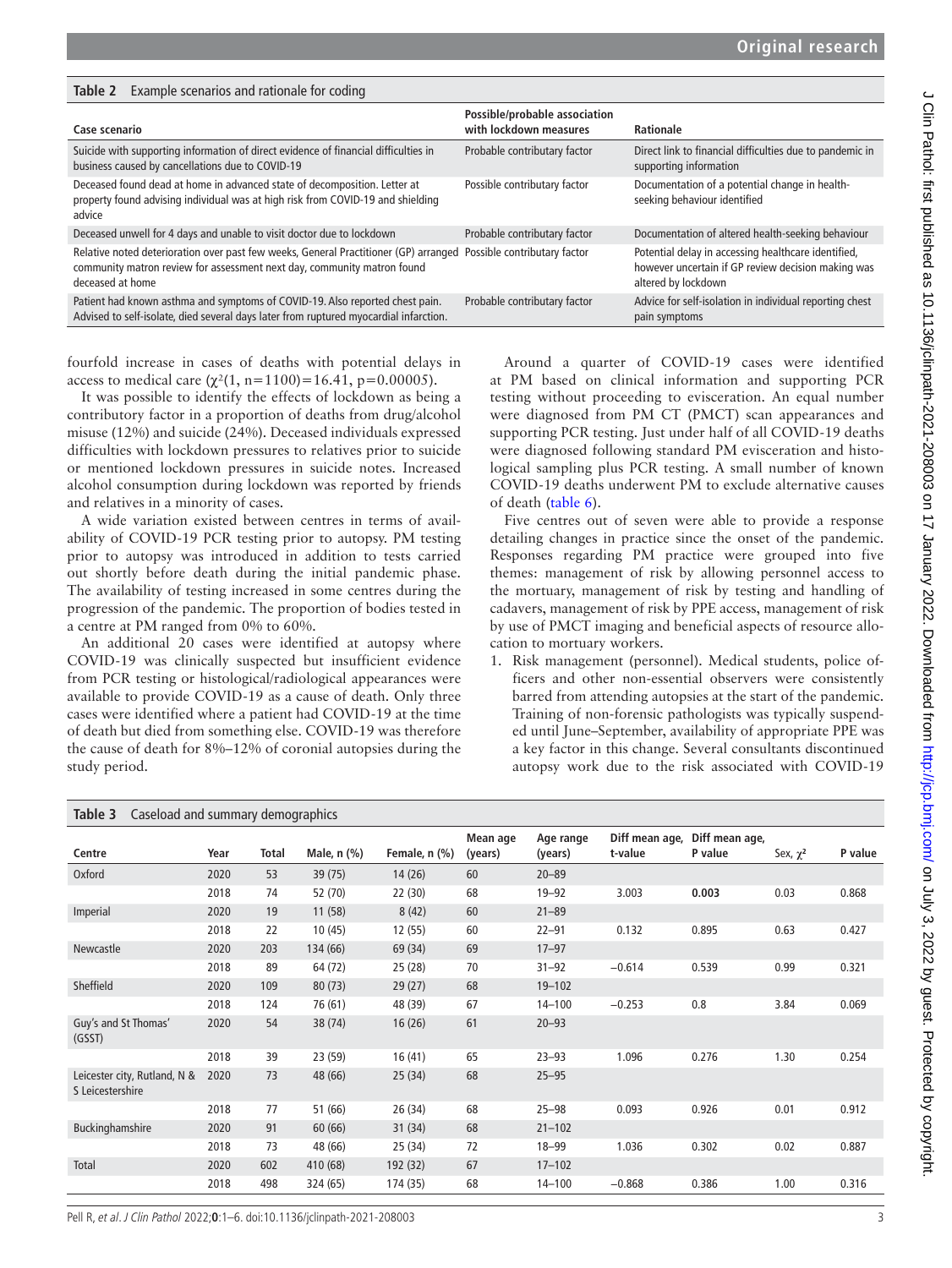**Table 2** Example scenarios and rationale for coding

| Case scenario | Possible/probable association with lockdown measures | Rationale |
|---|---|---|
| Suicide with supporting information of direct evidence of financial difficulties in business caused by cancellations due to COVID-19 | Probable contributary factor | Direct link to financial difficulties due to pandemic in supporting information |
| Deceased found dead at home in advanced state of decomposition. Letter at property found advising individual was at high risk from COVID-19 and shielding advice | Possible contributary factor | Documentation of a potential change in health-seeking behaviour identified |
| Deceased unwell for 4 days and unable to visit doctor due to lockdown | Probable contributary factor | Documentation of altered health-seeking behaviour |
| Relative noted deterioration over past few weeks, General Practitioner (GP) arranged community matron review for assessment next day, community matron found deceased at home | Possible contributary factor | Potential delay in accessing healthcare identified, however uncertain if GP review decision making was altered by lockdown |
| Patient had known asthma and symptoms of COVID-19. Also reported chest pain. Advised to self-isolate, died several days later from ruptured myocardial infarction. | Probable contributary factor | Advice for self-isolation in individual reporting chest pain symptoms |

fourfold increase in cases of deaths with potential delays in access to medical care ($\chi^2(1, n=1100)=16.41$, $p=0.00005$).

It was possible to identify the effects of lockdown as being a contributory factor in a proportion of deaths from drug/alcohol misuse (12%) and suicide (24%). Deceased individuals expressed difficulties with lockdown pressures to relatives prior to suicide or mentioned lockdown pressures in suicide notes. Increased alcohol consumption during lockdown was reported by friends and relatives in a minority of cases.

A wide variation existed between centres in terms of availability of COVID-19 PCR testing prior to autopsy. PM testing prior to autopsy was introduced in addition to tests carried out shortly before death during the initial pandemic phase. The availability of testing increased in some centres during the progression of the pandemic. The proportion of bodies tested in a centre at PM ranged from 0% to 60%.

An additional 20 cases were identified at autopsy where COVID-19 was clinically suspected but insufficient evidence from PCR testing or histological/radiological appearances were available to provide COVID-19 as a cause of death. Only three cases were identified where a patient had COVID-19 at the time of death but died from something else. COVID-19 was therefore the cause of death for 8%–12% of coronial autopsies during the study period.

Around a quarter of COVID-19 cases were identified at PM based on clinical information and supporting PCR testing without proceeding to evisceration. An equal number were diagnosed from PM CT (PMCT) scan appearances and supporting PCR testing. Just under half of all COVID-19 deaths were diagnosed following standard PM evisceration and histological sampling plus PCR testing. A small number of known COVID-19 deaths underwent PM to exclude alternative causes of death (table 6).

Five centres out of seven were able to provide a response detailing changes in practice since the onset of the pandemic. Responses regarding PM practice were grouped into five themes: management of risk by allowing personnel access to the mortuary, management of risk by testing and handling of cadavers, management of risk by PPE access, management of risk by use of PMCT imaging and beneficial aspects of resource allocation to mortuary workers.

1. Risk management (personnel). Medical students, police officers and other non-essential observers were consistently barred from attending autopsies at the start of the pandemic. Training of non-forensic pathologists was typically suspended until June–September, availability of appropriate PPE was a key factor in this change. Several consultants discontinued autopsy work due to the risk associated with COVID-19

**Table 3** Caseload and summary demographics

| Centre | Year | Total | Male, n (%) | Female, n (%) | Mean age (years) | Age range (years) | Diff mean age, t-value | Diff mean age, P value | Sex, $\chi^2$ | P value |
|---|---|---|---|---|---|---|---|---|---|---|
| Oxford | 2020 | 53 | 39 (75) | 14 (26) | 60 | 20–89 | | | | |
| | 2018 | 74 | 52 (70) | 22 (30) | 68 | 19–92 | 3.003 | **0.003** | 0.03 | 0.868 |
| Imperial | 2020 | 19 | 11 (58) | 8 (42) | 60 | 21–89 | | | | |
| | 2018 | 22 | 10 (45) | 12 (55) | 60 | 22–91 | 0.132 | 0.895 | 0.63 | 0.427 |
| Newcastle | 2020 | 203 | 134 (66) | 69 (34) | 69 | 17–97 | | | | |
| | 2018 | 89 | 64 (72) | 25 (28) | 70 | 31–92 | −0.614 | 0.539 | 0.99 | 0.321 |
| Sheffield | 2020 | 109 | 80 (73) | 29 (27) | 68 | 19–102 | | | | |
| | 2018 | 124 | 76 (61) | 48 (39) | 67 | 14–100 | −0.253 | 0.8 | 3.84 | 0.069 |
| Guy's and St Thomas' (GSST) | 2020 | 54 | 38 (74) | 16 (26) | 61 | 20–93 | | | | |
| | 2018 | 39 | 23 (59) | 16 (41) | 65 | 23–93 | 1.096 | 0.276 | 1.30 | 0.254 |
| Leicester city, Rutland, N & S Leicestershire | 2020 | 73 | 48 (66) | 25 (34) | 68 | 25–95 | | | | |
| | 2018 | 77 | 51 (66) | 26 (34) | 68 | 25–98 | 0.093 | 0.926 | 0.01 | 0.912 |
| Buckinghamshire | 2020 | 91 | 60 (66) | 31 (34) | 68 | 21–102 | | | | |
| | 2018 | 73 | 48 (66) | 25 (34) | 72 | 18–99 | 1.036 | 0.302 | 0.02 | 0.887 |
| Total | 2020 | 602 | 410 (68) | 192 (32) | 67 | 17–102 | | | | |
| | 2018 | 498 | 324 (65) | 174 (35) | 68 | 14–100 | −0.868 | 0.386 | 1.00 | 0.316 |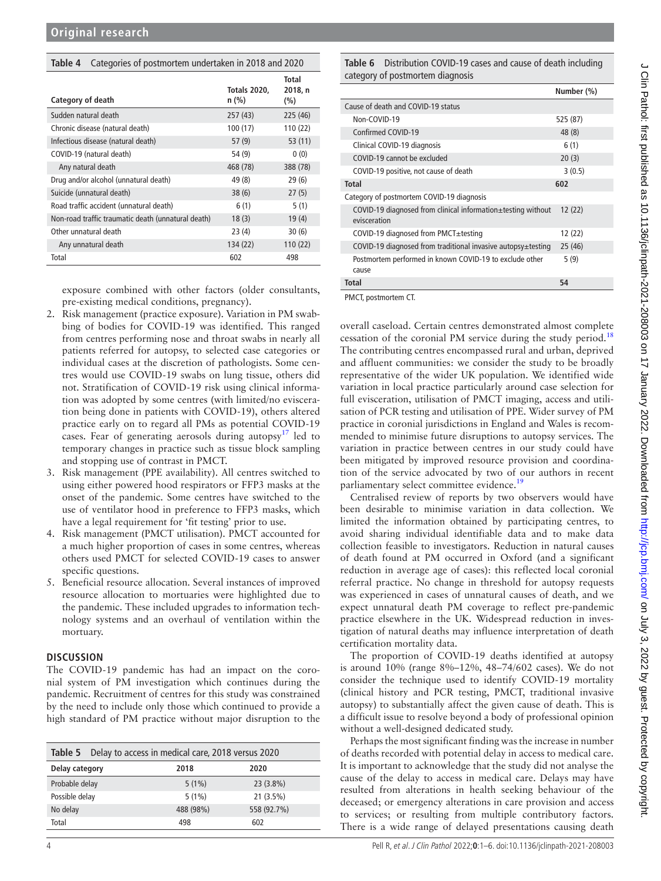**Table 4** Categories of postmortem undertaken in 2018 and 2020

| Category of death | Totals 2020, n (%) | Total 2018, n (%) |
|---|---|---|
| Sudden natural death | 257 (43) | 225 (46) |
| Chronic disease (natural death) | 100 (17) | 110 (22) |
| Infectious disease (natural death) | 57 (9) | 53 (11) |
| COVID-19 (natural death) | 54 (9) | 0 (0) |
| Any natural death | 468 (78) | 388 (78) |
| Drug and/or alcohol (unnatural death) | 49 (8) | 29 (6) |
| Suicide (unnatural death) | 38 (6) | 27 (5) |
| Road traffic accident (unnatural death) | 6 (1) | 5 (1) |
| Non-road traffic traumatic death (unnatural death) | 18 (3) | 19 (4) |
| Other unnatural death | 23 (4) | 30 (6) |
| Any unnatural death | 134 (22) | 110 (22) |
| Total | 602 | 498 |

exposure combined with other factors (older consultants, pre-existing medical conditions, pregnancy).

2. Risk management (practice exposure). Variation in PM swabbing of bodies for COVID-19 was identified. This ranged from centres performing nose and throat swabs in nearly all patients referred for autopsy, to selected case categories or individual cases at the discretion of pathologists. Some centres would use COVID-19 swabs on lung tissue, others did not. Stratification of COVID-19 risk using clinical information was adopted by some centres (with limited/no evisceration being done in patients with COVID-19), others altered practice early on to regard all PMs as potential COVID-19 cases. Fear of generating aerosols during autopsy[17] led to temporary changes in practice such as tissue block sampling and stopping use of contrast in PMCT.
3. Risk management (PPE availability). All centres switched to using either powered hood respirators or FFP3 masks at the onset of the pandemic. Some centres have switched to the use of ventilator hood in preference to FFP3 masks, which have a legal requirement for 'fit testing' prior to use.
4. Risk management (PMCT utilisation). PMCT accounted for a much higher proportion of cases in some centres, whereas others used PMCT for selected COVID-19 cases to answer specific questions.
5. Beneficial resource allocation. Several instances of improved resource allocation to mortuaries were highlighted due to the pandemic. These included upgrades to information technology systems and an overhaul of ventilation within the mortuary.

## DISCUSSION

The COVID-19 pandemic has had an impact on the coronial system of PM investigation which continues during the pandemic. Recruitment of centres for this study was constrained by the need to include only those which continued to provide a high standard of PM practice without major disruption to the overall caseload. Certain centres demonstrated almost complete cessation of the coronial PM service during the study period.[18] The contributing centres encompassed rural and urban, deprived and affluent communities: we consider the study to be broadly representative of the wider UK population. We identified wide variation in local practice particularly around case selection for full evisceration, utilisation of PMCT imaging, access and utilisation of PCR testing and utilisation of PPE. Wider survey of PM practice in coronial jurisdictions in England and Wales is recommended to minimise future disruptions to autopsy services. The variation in practice between centres in our study could have been mitigated by improved resource provision and coordination of the service advocated by two of our authors in recent parliamentary select committee evidence.[19]

**Table 5** Delay to access in medical care, 2018 versus 2020

| Delay category | 2018 | 2020 |
|---|---|---|
| Probable delay | 5 (1%) | 23 (3.8%) |
| Possible delay | 5 (1%) | 21 (3.5%) |
| No delay | 488 (98%) | 558 (92.7%) |
| Total | 498 | 602 |

**Table 6** Distribution COVID-19 cases and cause of death including category of postmortem diagnosis

| | Number (%) |
|---|---|
| Cause of death and COVID-19 status | |
| Non-COVID-19 | 525 (87) |
| Confirmed COVID-19 | 48 (8) |
| Clinical COVID-19 diagnosis | 6 (1) |
| COVID-19 cannot be excluded | 20 (3) |
| COVID-19 positive, not cause of death | 3 (0.5) |
| **Total** | **602** |
| Category of postmortem COVID-19 diagnosis | |
| COVID-19 diagnosed from clinical information±testing without evisceration | 12 (22) |
| COVID-19 diagnosed from PMCT±testing | 12 (22) |
| COVID-19 diagnosed from traditional invasive autopsy±testing | 25 (46) |
| Postmortem performed in known COVID-19 to exclude other cause | 5 (9) |
| **Total** | **54** |

PMCT, postmortem CT.

Centralised review of reports by two observers would have been desirable to minimise variation in data collection. We limited the information obtained by participating centres, to avoid sharing individual identifiable data and to make data collection feasible to investigators. Reduction in natural causes of death found at PM occurred in Oxford (and a significant reduction in average age of cases): this reflected local coronial referral practice. No change in threshold for autopsy requests was experienced in cases of unnatural causes of death, and we expect unnatural death PM coverage to reflect pre-pandemic practice elsewhere in the UK. Widespread reduction in investigation of natural deaths may influence interpretation of death certification mortality data.

The proportion of COVID-19 deaths identified at autopsy is around 10% (range 8%–12%, 48–74/602 cases). We do not consider the technique used to identify COVID-19 mortality (clinical history and PCR testing, PMCT, traditional invasive autopsy) to substantially affect the given cause of death. This is a difficult issue to resolve beyond a body of professional opinion without a well-designed dedicated study.

Perhaps the most significant finding was the increase in number of deaths recorded with potential delay in access to medical care. It is important to acknowledge that the study did not analyse the cause of the delay to access in medical care. Delays may have resulted from alterations in health seeking behaviour of the deceased; or emergency alterations in care provision and access to services; or resulting from multiple contributory factors. There is a wide range of delayed presentations causing death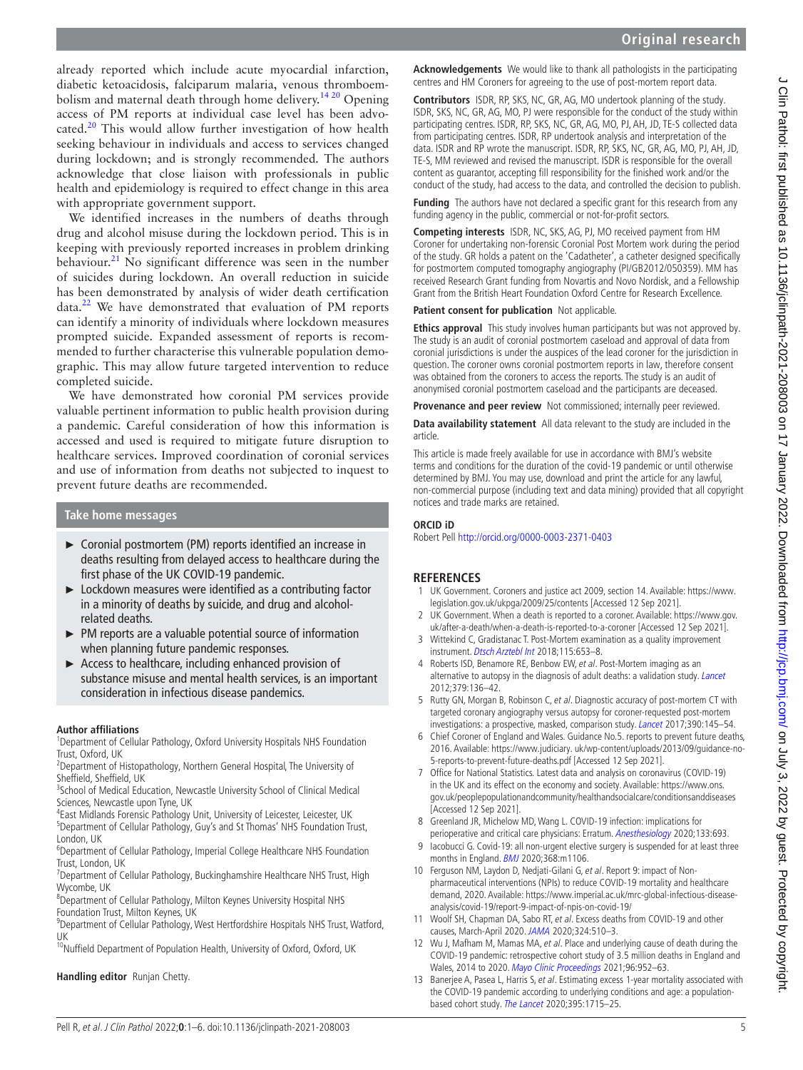already reported which include acute myocardial infarction, diabetic ketoacidosis, falciparum malaria, venous thromboembolism and maternal death through home delivery.[14 20] Opening access of PM reports at individual case level has been advocated.[20] This would allow further investigation of how health seeking behaviour in individuals and access to services changed during lockdown; and is strongly recommended. The authors acknowledge that close liaison with professionals in public health and epidemiology is required to effect change in this area with appropriate government support.

We identified increases in the numbers of deaths through drug and alcohol misuse during the lockdown period. This is in keeping with previously reported increases in problem drinking behaviour.[21] No significant difference was seen in the number of suicides during lockdown. An overall reduction in suicide has been demonstrated by analysis of wider death certification data.[22] We have demonstrated that evaluation of PM reports can identify a minority of individuals where lockdown measures prompted suicide. Expanded assessment of reports is recommended to further characterise this vulnerable population demographic. This may allow future targeted intervention to reduce completed suicide.

We have demonstrated how coronial PM services provide valuable pertinent information to public health provision during a pandemic. Careful consideration of how this information is accessed and used is required to mitigate future disruption to healthcare services. Improved coordination of coronial services and use of information from deaths not subjected to inquest to prevent future deaths are recommended.

## Take home messages

- Coronial postmortem (PM) reports identified an increase in deaths resulting from delayed access to healthcare during the first phase of the UK COVID-19 pandemic.
- Lockdown measures were identified as a contributing factor in a minority of deaths by suicide, and drug and alcohol-related deaths.
- PM reports are a valuable potential source of information when planning future pandemic responses.
- Access to healthcare, including enhanced provision of substance misuse and mental health services, is an important consideration in infectious disease pandemics.

**Author affiliations**
[1]Department of Cellular Pathology, Oxford University Hospitals NHS Foundation Trust, Oxford, UK
[2]Department of Histopathology, Northern General Hospital, The University of Sheffield, Sheffield, UK
[3]School of Medical Education, Newcastle University School of Clinical Medical Sciences, Newcastle upon Tyne, UK
[4]East Midlands Forensic Pathology Unit, University of Leicester, Leicester, UK
[5]Department of Cellular Pathology, Guy's and St Thomas' NHS Foundation Trust, London, UK
[6]Department of Cellular Pathology, Imperial College Healthcare NHS Foundation Trust, London, UK
[7]Department of Cellular Pathology, Buckinghamshire Healthcare NHS Trust, High Wycombe, UK
[8]Department of Cellular Pathology, Milton Keynes University Hospital NHS Foundation Trust, Milton Keynes, UK
[9]Department of Cellular Pathology, West Hertfordshire Hospitals NHS Trust, Watford, UK
[10]Nuffield Department of Population Health, University of Oxford, Oxford, UK

**Handling editor** Runjan Chetty.

**Acknowledgements** We would like to thank all pathologists in the participating centres and HM Coroners for agreeing to the use of post-mortem report data.

**Contributors** ISDR, RP, SKS, NC, GR, AG, MO undertook planning of the study. ISDR, SKS, NC, GR, AG, MO, PJ were responsible for the conduct of the study within participating centres. ISDR, RP, SKS, NC, GR, AG, MO, PJ, AH, JD, TE-S collected data from participating centres. ISDR, RP undertook analysis and interpretation of the data. ISDR and RP wrote the manuscript. ISDR, RP, SKS, NC, GR, AG, MO, PJ, AH, JD, TE-S, MM reviewed and revised the manuscript. ISDR is responsible for the overall content as guarantor, accepting fill responsibility for the finished work and/or the conduct of the study, had access to the data, and controlled the decision to publish.

**Funding** The authors have not declared a specific grant for this research from any funding agency in the public, commercial or not-for-profit sectors.

**Competing interests** ISDR, NC, SKS, AG, PJ, MO received payment from HM Coroner for undertaking non-forensic Coronial Post Mortem work during the period of the study. GR holds a patent on the 'Cadatheter', a catheter designed specifically for postmortem computed tomography angiography (PI/GB2012/050359). MM has received Research Grant funding from Novartis and Novo Nordisk, and a Fellowship Grant from the British Heart Foundation Oxford Centre for Research Excellence.

**Patient consent for publication** Not applicable.

**Ethics approval** This study involves human participants but was not approved by. The study is an audit of coronial postmortem caseload and approval of data from coronial jurisdictions is under the auspices of the lead coroner for the jurisdiction in question. The coroner owns coronial postmortem reports in law, therefore consent was obtained from the coroners to access the reports. The study is an audit of anonymised coronial postmortem caseload and the participants are deceased.

**Provenance and peer review** Not commissioned; internally peer reviewed.

**Data availability statement** All data relevant to the study are included in the article.

This article is made freely available for use in accordance with BMJ's website terms and conditions for the duration of the covid-19 pandemic or until otherwise determined by BMJ. You may use, download and print the article for any lawful, non-commercial purpose (including text and data mining) provided that all copyright notices and trade marks are retained.

**ORCID iD**
Robert Pell http://orcid.org/0000-0003-2371-0403

## REFERENCES

1. UK Government. Coroners and justice act 2009, section 14. Available: https://www.legislation.gov.uk/ukpga/2009/25/contents [Accessed 12 Sep 2021].
2. UK Government. When a death is reported to a coroner. Available: https://www.gov.uk/after-a-death/when-a-death-is-reported-to-a-coroner [Accessed 12 Sep 2021].
3. Wittekind C, Gradistanac T. Post-Mortem examination as a quality improvement instrument. *Dtsch Arztebl Int* 2018;115:653–8.
4. Roberts ISD, Benamore RE, Benbow EW, *et al*. Post-Mortem imaging as an alternative to autopsy in the diagnosis of adult deaths: a validation study. *Lancet* 2012;379:136–42.
5. Rutty GN, Morgan B, Robinson C, *et al*. Diagnostic accuracy of post-mortem CT with targeted coronary angiography versus autopsy for coroner-requested post-mortem investigations: a prospective, masked, comparison study. *Lancet* 2017;390:145–54.
6. Chief Coroner of England and Wales. Guidance No.5. reports to prevent future deaths, 2016. Available: https://www.judiciary. uk/wp-content/uploads/2013/09/guidance-no-5-reports-to-prevent-future-deaths.pdf [Accessed 12 Sep 2021].
7. Office for National Statistics. Latest data and analysis on coronavirus (COVID-19) in the UK and its effect on the economy and society. Available: https://www.ons.gov.uk/peoplepopulationandcommunity/healthandsocialcare/conditionsanddiseases [Accessed 12 Sep 2021].
8. Greenland JR, Michelow MD, Wang L. COVID-19 infection: implications for perioperative and critical care physicians: Erratum. *Anesthesiology* 2020;133:693.
9. Iacobucci G. Covid-19: all non-urgent elective surgery is suspended for at least three months in England. *BMJ* 2020;368:m1106.
10. Ferguson NM, Laydon D, Nedjati-Gilani G, *et al*. Report 9: impact of Non-pharmaceutical interventions (NPIs) to reduce COVID-19 mortality and healthcare demand, 2020. Available: https://www.imperial.ac.uk/mrc-global-infectious-disease-analysis/covid-19/report-9-impact-of-npis-on-covid-19/
11. Woolf SH, Chapman DA, Sabo RT, *et al*. Excess deaths from COVID-19 and other causes, March-April 2020. *JAMA* 2020;324:510–3.
12. Wu J, Mafham M, Mamas MA, *et al*. Place and underlying cause of death during the COVID-19 pandemic: retrospective cohort study of 3.5 million deaths in England and Wales, 2014 to 2020. *Mayo Clinic Proceedings* 2021;96:952–63.
13. Banerjee A, Pasea L, Harris S, *et al*. Estimating excess 1-year mortality associated with the COVID-19 pandemic according to underlying conditions and age: a population-based cohort study. *The Lancet* 2020;395:1715–25.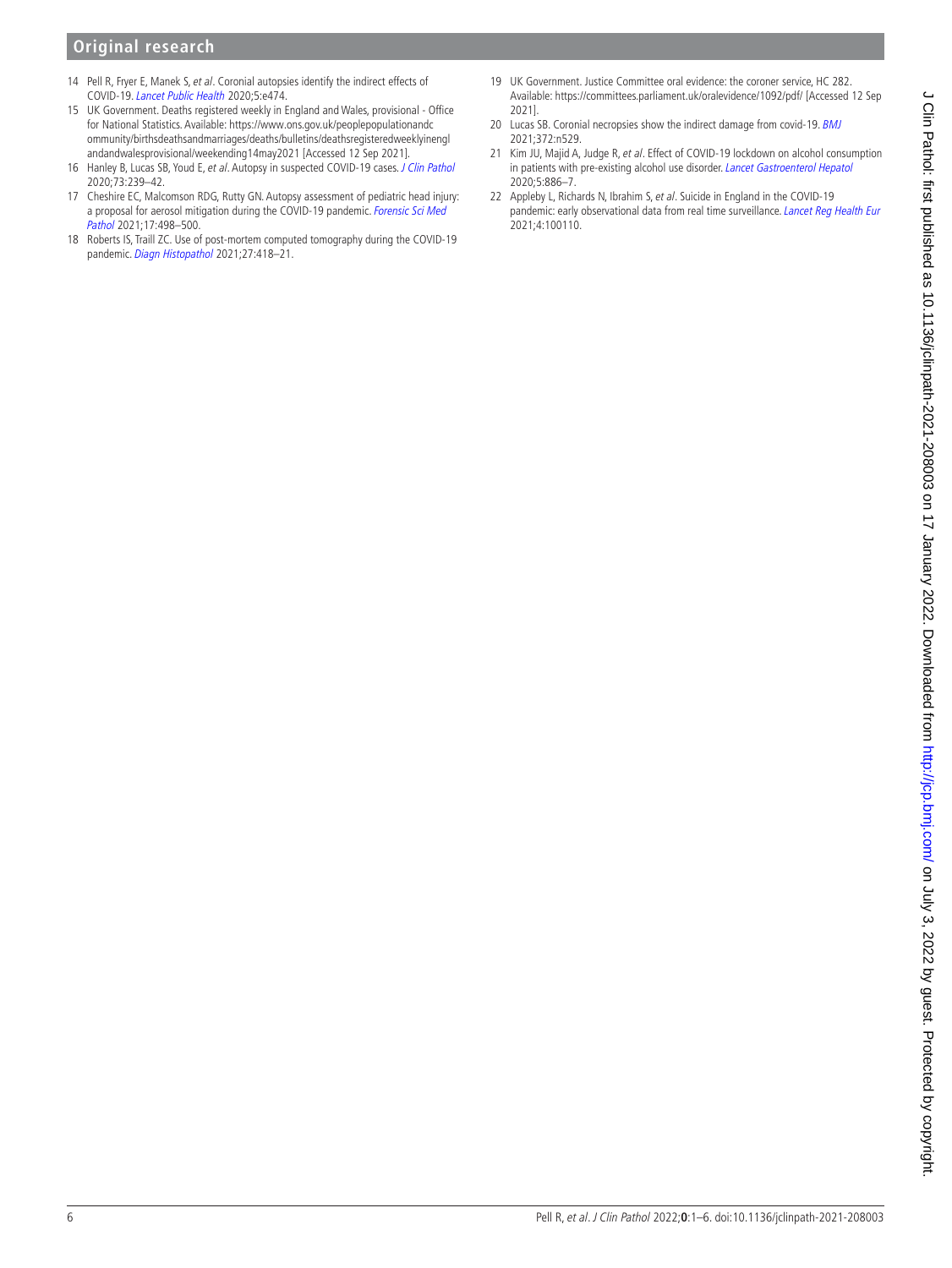14 Pell R, Fryer E, Manek S, *et al*. Coronial autopsies identify the indirect effects of COVID-19. *Lancet Public Health* 2020;5:e474.

15 UK Government. Deaths registered weekly in England and Wales, provisional - Office for National Statistics. Available: https://www.ons.gov.uk/peoplepopulationandcommunity/birthsdeathsandmarriages/deaths/bulletins/deathsregisteredweeklyinenglandandwalesprovisional/weekending14may2021 [Accessed 12 Sep 2021].

16 Hanley B, Lucas SB, Youd E, *et al*. Autopsy in suspected COVID-19 cases. *J Clin Pathol* 2020;73:239–42.

17 Cheshire EC, Malcomson RDG, Rutty GN. Autopsy assessment of pediatric head injury: a proposal for aerosol mitigation during the COVID-19 pandemic. *Forensic Sci Med Pathol* 2021;17:498–500.

18 Roberts IS, Traill ZC. Use of post-mortem computed tomography during the COVID-19 pandemic. *Diagn Histopathol* 2021;27:418–21.

19 UK Government. Justice Committee oral evidence: the coroner service, HC 282. Available: https://committees.parliament.uk/oralevidence/1092/pdf/ [Accessed 12 Sep 2021].

20 Lucas SB. Coronial necropsies show the indirect damage from covid-19. *BMJ* 2021;372:n529.

21 Kim JU, Majid A, Judge R, *et al*. Effect of COVID-19 lockdown on alcohol consumption in patients with pre-existing alcohol use disorder. *Lancet Gastroenterol Hepatol* 2020;5:886–7.

22 Appleby L, Richards N, Ibrahim S, *et al*. Suicide in England in the COVID-19 pandemic: early observational data from real time surveillance. *Lancet Reg Health Eur* 2021;4:100110.